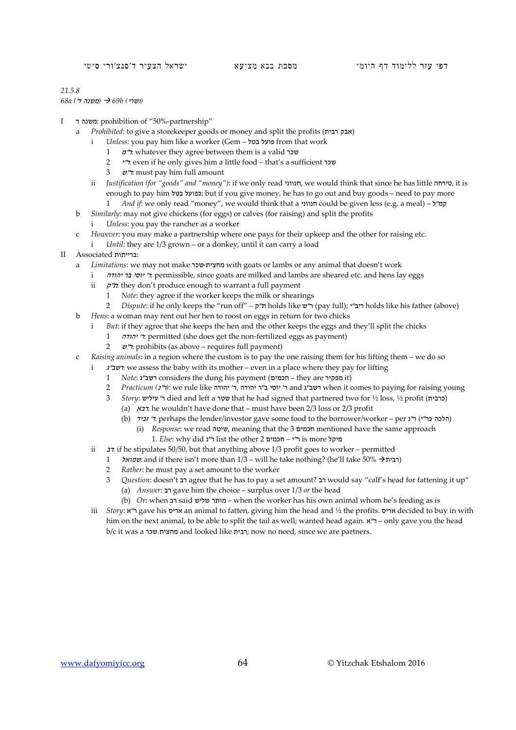21.5.8

68a (משנה ד') → 69b (ושרי)

- I משנה ד: prohibition of "50%-partnership"
  - a *Prohibited*: to give a storekeeper goods or money and split the profits (אבק רבית)
    - i *Unless*: you pay him like a worker (Gem – פועל בטל from that work
      - 1 *ר"מ*: whatever they agree between them is a valid שכר
      - 2 *ר"י*: even if he only gives him a little food – that's a sufficient שכר
      - 3 *ר"ש*: must pay him full amount
    - ii *Justification (for "goods" and "money")*: if we only read חנווני, we would think that since he has little טירחה, it is enough to pay him כפועל בטל; but if you give money, he has to go out and buy goods – need to pay more
      - 1 *And if*: we only read "money", we would think that a חנווני could be given less (e.g. a meal) – קמ"ל
  - b *Similarly*: may not give chickens (for eggs) or calves (for raising) and split the profits
    - i *Unless*: you pay the rancher as a worker
  - c *However*: you may make a partnership where one pays for their upkeep and the other for raising etc.
    - i *Until*: they are 1/3 grown – or a donkey, until it can carry a load
- II Associated ברייתות:
  - a *Limitations*: we may not make מחצית-שכר with goats or lambs or any animal that doesn't work
    - i *ר' יוסי בר יהודה*: permissible, since goats are milked and lambs are sheared etc. and hens lay eggs
    - ii *ת"ק*: they don't produce enough to warrant a full payment
      - 1 *Note*: they agree if the worker keeps the milk or shearings
      - 2 *Dispute*: if he only keeps the "run off" – ת"ק holds like ר"ש (pay full); ריב"י holds like his father (above)
  - b *Hens*: a woman may rent out her hen to roost on eggs in return for two chicks
    - i *But*: if they agree that she keeps the hen and the other keeps the eggs and they'll split the chicks
      - 1 *ר' יהודה*: permitted (she does get the non-fertilized eggs as payment)
      - 2 *ר"ש*: prohibits (as above – requires full payment)
  - c *Raising animals*: in a region where the custom is to pay the one raising them for his lifting them – we do so
    - i *רשב"ג*: we assess the baby with its mother – even in a place where they pay for lifting
      - 1 *Note*: רשב"ג considers the dung his payment (חכמים – they are מפקיר it)
      - 2 *Practicum (ר"נ)*: we rule like ר' יהודה, ר' יוסי ב"ר יהודה and רשב"ג when it comes to paying for raising young
      - 3 *Story*: ר' עיליש died and left a שטר that he had signed that partnered two for ½ loss, ½ profit (כרבית)
        - (a) *אבא*: he wouldn't have done that – must have been 2/3 loss or 2/3 profit
        - (b) *ר' זביד*: perhaps the lender/investor gave some food to the borrower/worker – per ר"נ (הלכה כר"י)
          - (i) *Response*: we read שיטה, meaning that the 3 חכמים mentioned have the same approach
            - 1. *Else*: why did ר"נ list the other 2 חכמים – ר"י is more מיקל
    - ii *רב*: if he stipulates 50/50, but that anything above 1/3 profit goes to worker – permitted
      - 1 *שמואל*: and if there isn't more than 1/3 – will he take nothing? (he'll take 50% →רבית)
      - 2 *Rather*: he must pay a set amount to the worker
      - 3 *Question*: doesn't רב agree that he has to pay a set amount? רב would say "calf's head for fattening it up"
        - (a) *Answer*: רב gave him the choice – surplus over 1/3 *or* the head
        - (b) *Or*: when רב said מותר שליש – when the worker has his own animal whom he's feeding as is
    - iii *Story*: ר"א gave his אריס an animal to fatten, giving him the head and ½ the profits. אריס decided to buy in with him on the next animal, to be able to split the tail as well; wanted head again. ר"א – only gave you the head b/c it was a מחצית שכר and looked like רבית; now no need, since we are partners.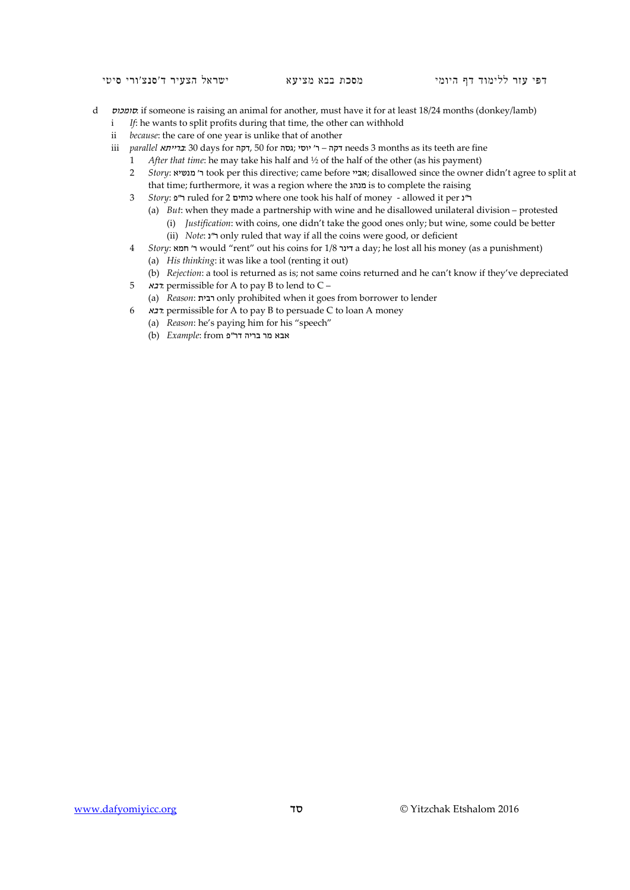- d *סומכוס*: if someone is raising an animal for another, must have it for at least 18/24 months (donkey/lamb)
  - i *If*: he wants to split profits during that time, the other can withhold
  - ii *because*: the care of one year is unlike that of another
  - iii *parallel בריתא*: 30 days for דקה, 50 for גסה; ר' יוסי – דקה needs 3 months as its teeth are fine
    - 1 *After that time*: he may take his half and ½ of the half of the other (as his payment)
    - 2 *Story*: ר' מנשיא took per this directive; came before אביי; disallowed since the owner didn't agree to split at that time; furthermore, it was a region where the מנהג is to complete the raising
    - 3 *Story*: ר"פ ruled for 2 כותים where one took his half of money - allowed it per ר"נ
      - (a) *But*: when they made a partnership with wine and he disallowed unilateral division – protested
        - (i) *Justification*: with coins, one didn't take the good ones only; but wine, some could be better
        - (ii) *Note*: ר"נ only ruled that way if all the coins were good, or deficient
    - 4 *Story*: ר' חמא would "rent" out his coins for 1/8 דינר a day; he lost all his money (as a punishment)
      - (a) *His thinking*: it was like a tool (renting it out)
      - (b) *Rejection*: a tool is returned as is; not same coins returned and he can't know if they've depreciated
    - 5 *דבא*: permissible for A to pay B to lend to C –
      - (a) *Reason*: רבית only prohibited when it goes from borrower to lender
    - 6 *דבא*: permissible for A to pay B to persuade C to loan A money
      - (a) *Reason*: he's paying him for his "speech"
      - (b) *Example*: from אבא מר בריה דר"פ